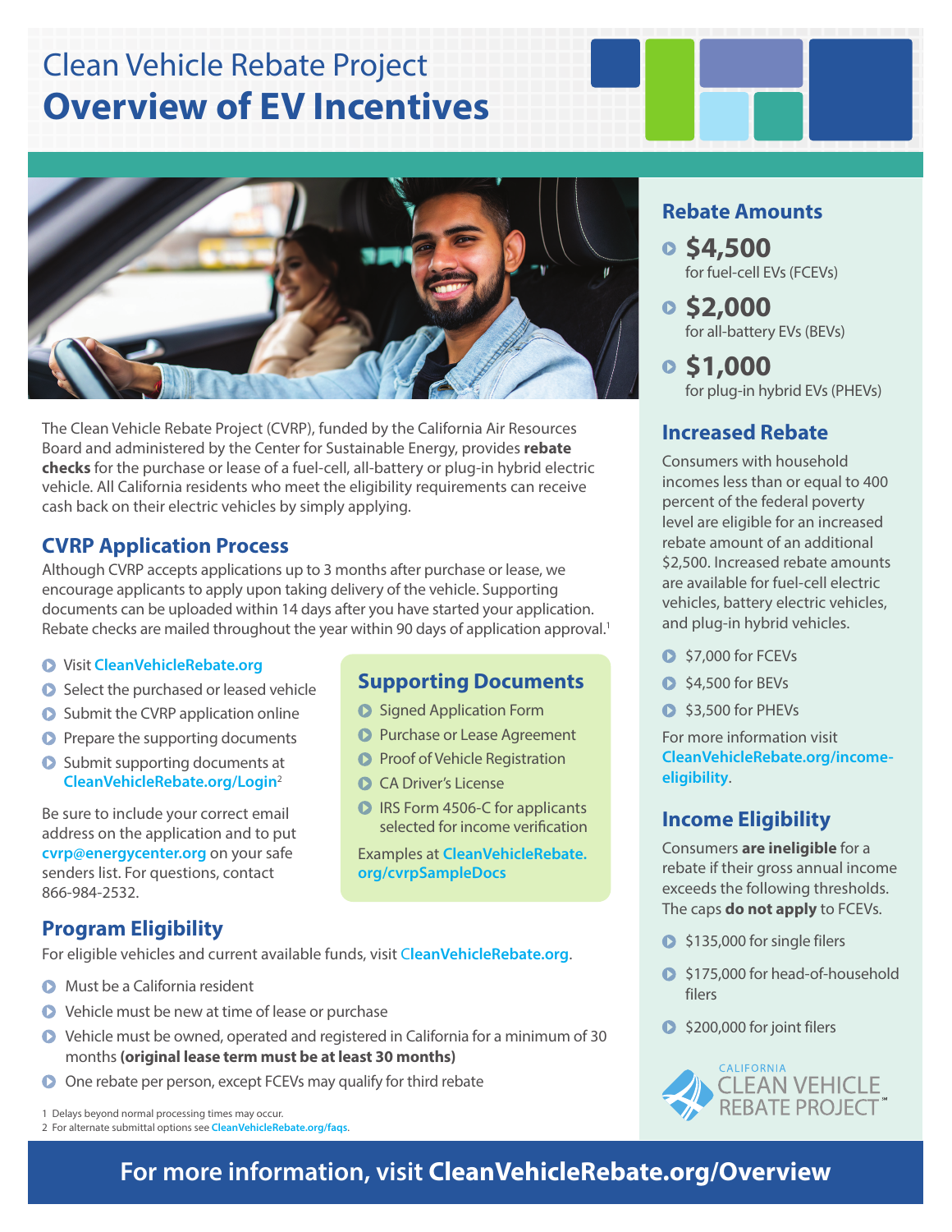# Clean Vehicle Rebate Project

# Overview of EV Incentives

The Clean Vehicle Rebate Project (CVRP), funded by the California Air Resources Board and administered by the Center for Sustainable Energy, provides **rebate checks** for the purchase or lease of a fuel-cell, all-battery or plug-in hybrid electric vehicle. All California residents who meet the eligibility requirements can receive cash back on their electric vehicles by simply applying.

## CVRP Application Process

Although CVRP accepts applications up to 3 months after purchase or lease, we encourage applicants to apply upon taking delivery of the vehicle. Supporting documents can be uploaded within 14 days after you have started your application. Rebate checks are mailed throughout the year within 90 days of application approval.[1]

- Visit CleanVehicleRebate.org
- Select the purchased or leased vehicle
- Submit the CVRP application online
- Prepare the supporting documents
- Submit supporting documents at CleanVehicleRebate.org/Login[2]

Be sure to include your correct email address on the application and to put cvrp@energycenter.org on your safe senders list. For questions, contact 866-984-2532.

## Supporting Documents

- Signed Application Form
- Purchase or Lease Agreement
- Proof of Vehicle Registration
- CA Driver's License
- IRS Form 4506-C for applicants selected for income verification

Examples at CleanVehicleRebate.org/cvrpSampleDocs

## Program Eligibility

For eligible vehicles and current available funds, visit CleanVehicleRebate.org.

- Must be a California resident
- Vehicle must be new at time of lease or purchase
- Vehicle must be owned, operated and registered in California for a minimum of 30 months **(original lease term must be at least 30 months)**
- One rebate per person, except FCEVs may qualify for third rebate

1 Delays beyond normal processing times may occur.
2 For alternate submittal options see CleanVehicleRebate.org/faqs.

## Rebate Amounts

- **$4,500** for fuel-cell EVs (FCEVs)
- **$2,000** for all-battery EVs (BEVs)
- **$1,000** for plug-in hybrid EVs (PHEVs)

## Increased Rebate

Consumers with household incomes less than or equal to 400 percent of the federal poverty level are eligible for an increased rebate amount of an additional $2,500. Increased rebate amounts are available for fuel-cell electric vehicles, battery electric vehicles, and plug-in hybrid vehicles.

- $7,000 for FCEVs
- $4,500 for BEVs
- $3,500 for PHEVs

For more information visit CleanVehicleRebate.org/income-eligibility.

## Income Eligibility

Consumers **are ineligible** for a rebate if their gross annual income exceeds the following thresholds. The caps **do not apply** to FCEVs.

- $135,000 for single filers
- $175,000 for head-of-household filers
- $200,000 for joint filers

California Clean Vehicle Rebate Project

**For more information, visit CleanVehicleRebate.org/Overview**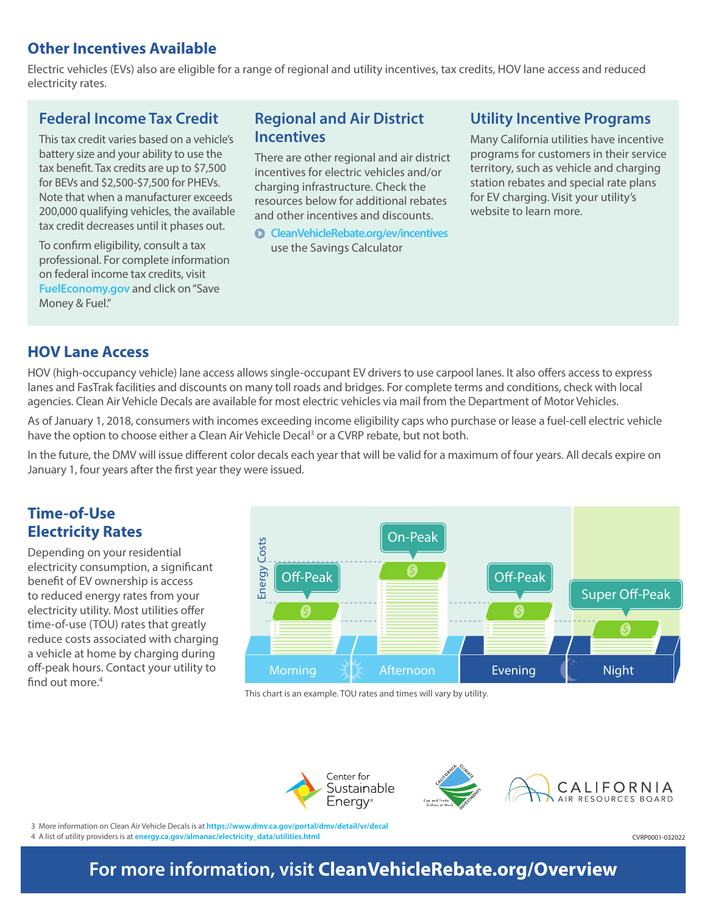## Other Incentives Available

Electric vehicles (EVs) also are eligible for a range of regional and utility incentives, tax credits, HOV lane access and reduced electricity rates.

### Federal Income Tax Credit

This tax credit varies based on a vehicle's battery size and your ability to use the tax benefit. Tax credits are up to $7,500 for BEVs and $2,500-$7,500 for PHEVs. Note that when a manufacturer exceeds 200,000 qualifying vehicles, the available tax credit decreases until it phases out.

To confirm eligibility, consult a tax professional. For complete information on federal income tax credits, visit **FuelEconomy.gov** and click on "Save Money & Fuel."

### Regional and Air District Incentives

There are other regional and air district incentives for electric vehicles and/or charging infrastructure. Check the resources below for additional rebates and other incentives and discounts.

- **CleanVehicleRebate.org/ev/incentives** use the Savings Calculator

### Utility Incentive Programs

Many California utilities have incentive programs for customers in their service territory, such as vehicle and charging station rebates and special rate plans for EV charging. Visit your utility's website to learn more.

## HOV Lane Access

HOV (high-occupancy vehicle) lane access allows single-occupant EV drivers to use carpool lanes. It also offers access to express lanes and FasTrak facilities and discounts on many toll roads and bridges. For complete terms and conditions, check with local agencies. Clean Air Vehicle Decals are available for most electric vehicles via mail from the Department of Motor Vehicles.

As of January 1, 2018, consumers with incomes exceeding income eligibility caps who purchase or lease a fuel-cell electric vehicle have the option to choose either a Clean Air Vehicle Decal[3] or a CVRP rebate, but not both.

In the future, the DMV will issue different color decals each year that will be valid for a maximum of four years. All decals expire on January 1, four years after the first year they were issued.

## Time-of-Use Electricity Rates

Depending on your residential electricity consumption, a significant benefit of EV ownership is access to reduced energy rates from your electricity utility. Most utilities offer time-of-use (TOU) rates that greatly reduce costs associated with charging a vehicle at home by charging during off-peak hours. Contact your utility to find out more.[4]

Energy Costs

Off-Peak
On-Peak
Off-Peak
Super Off-Peak

Morning
Afternoon
Evening
Night

This chart is an example. TOU rates and times will vary by utility.

Center for Sustainable Energy

California Climate Investments — Cap and Trade Dollars at Work

CALIFORNIA AIR RESOURCES BOARD

3 More information on Clean Air Vehicle Decals is at **https://www.dmv.ca.gov/portal/dmv/detail/vr/decal**

4 A list of utility providers is at **energy.ca.gov/almanac/electricity_data/utilities.html**

CVRP0001-032022

**For more information, visit CleanVehicleRebate.org/Overview**